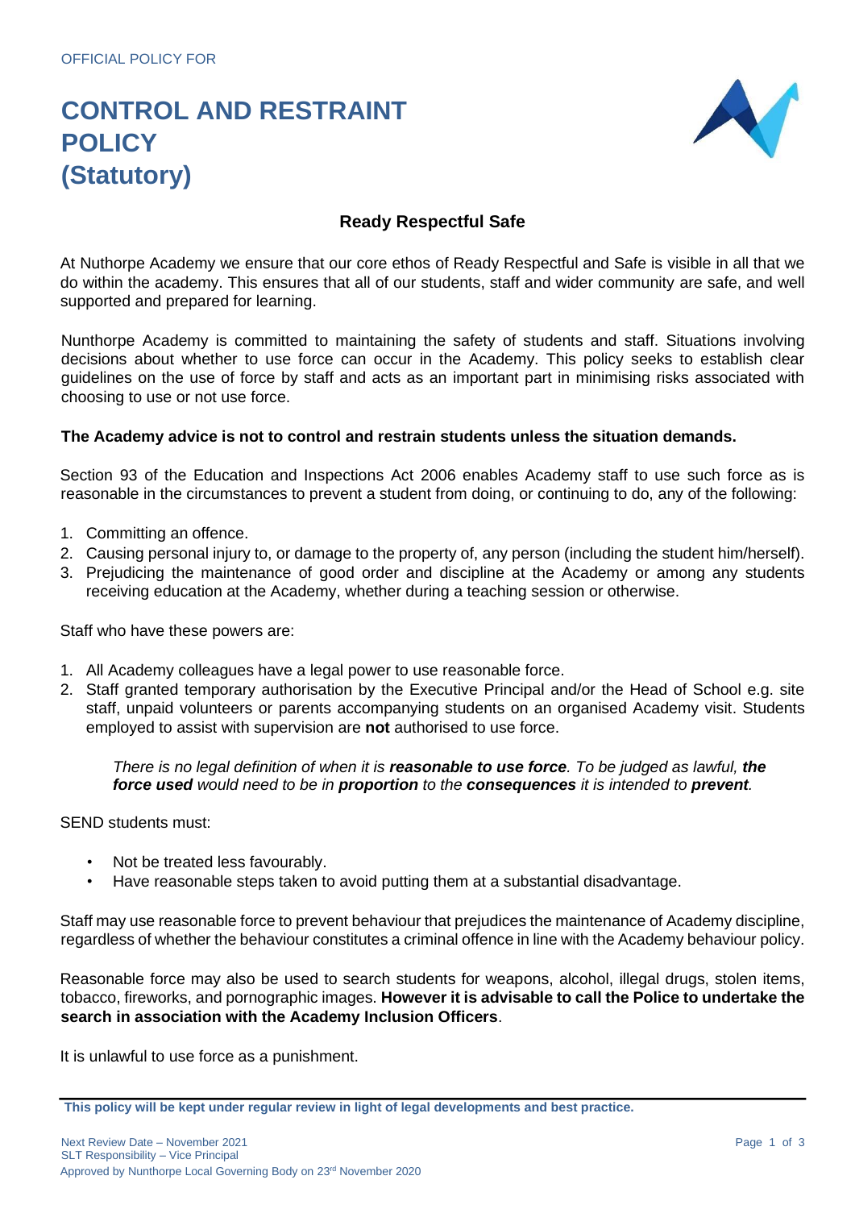OFFICIAL POLICY FOR

# CONTROL AND RESTRAINT POLICY (Statutory)

## Ready Respectful Safe

At Nuthorpe Academy we ensure that our core ethos of Ready Respectful and Safe is visible in all that we do within the academy. This ensures that all of our students, staff and wider community are safe, and well supported and prepared for learning.

Nunthorpe Academy is committed to maintaining the safety of students and staff. Situations involving decisions about whether to use force can occur in the Academy. This policy seeks to establish clear guidelines on the use of force by staff and acts as an important part in minimising risks associated with choosing to use or not use force.

**The Academy advice is not to control and restrain students unless the situation demands.**

Section 93 of the Education and Inspections Act 2006 enables Academy staff to use such force as is reasonable in the circumstances to prevent a student from doing, or continuing to do, any of the following:

1. Committing an offence.
2. Causing personal injury to, or damage to the property of, any person (including the student him/herself).
3. Prejudicing the maintenance of good order and discipline at the Academy or among any students receiving education at the Academy, whether during a teaching session or otherwise.

Staff who have these powers are:

1. All Academy colleagues have a legal power to use reasonable force.
2. Staff granted temporary authorisation by the Executive Principal and/or the Head of School e.g. site staff, unpaid volunteers or parents accompanying students on an organised Academy visit. Students employed to assist with supervision are **not** authorised to use force.

> *There is no legal definition of when it is **reasonable to use force**. To be judged as lawful, **the force used** would need to be in **proportion** to the **consequences** it is intended to **prevent**.*

SEND students must:

- Not be treated less favourably.
- Have reasonable steps taken to avoid putting them at a substantial disadvantage.

Staff may use reasonable force to prevent behaviour that prejudices the maintenance of Academy discipline, regardless of whether the behaviour constitutes a criminal offence in line with the Academy behaviour policy.

Reasonable force may also be used to search students for weapons, alcohol, illegal drugs, stolen items, tobacco, fireworks, and pornographic images. **However it is advisable to call the Police to undertake the search in association with the Academy Inclusion Officers**.

It is unlawful to use force as a punishment.

**This policy will be kept under regular review in light of legal developments and best practice.**

Next Review Date – November 2021
SLT Responsibility – Vice Principal
Approved by Nunthorpe Local Governing Body on 23rd November 2020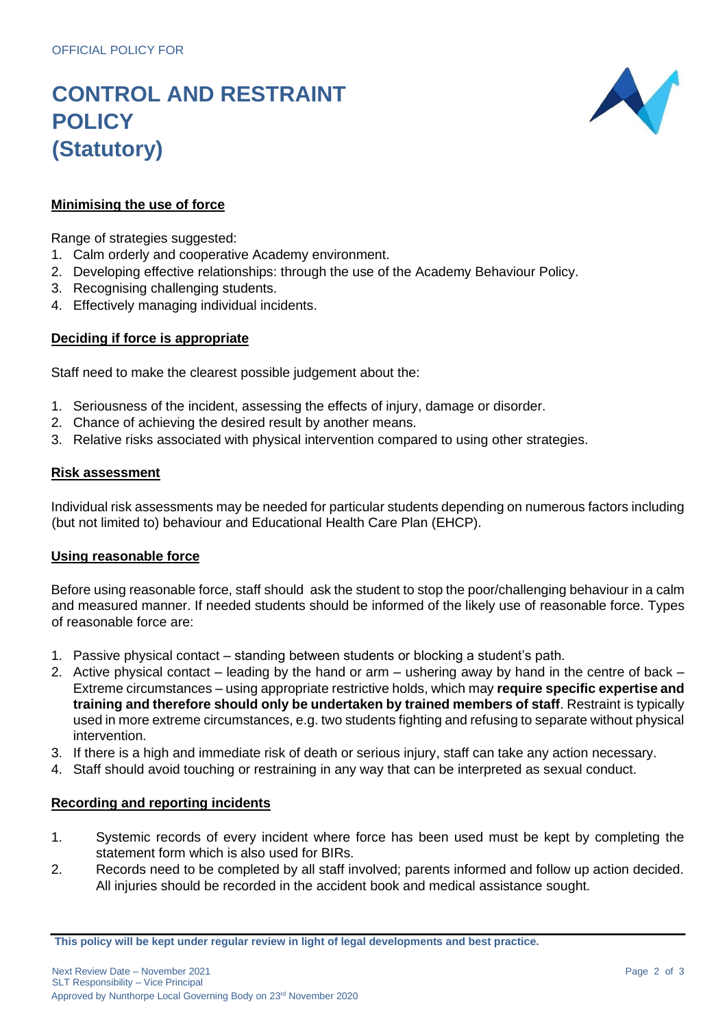OFFICIAL POLICY FOR

# CONTROL AND RESTRAINT POLICY (Statutory)

## Minimising the use of force

Range of strategies suggested:
1. Calm orderly and cooperative Academy environment.
2. Developing effective relationships: through the use of the Academy Behaviour Policy.
3. Recognising challenging students.
4. Effectively managing individual incidents.

## Deciding if force is appropriate

Staff need to make the clearest possible judgement about the:

1. Seriousness of the incident, assessing the effects of injury, damage or disorder.
2. Chance of achieving the desired result by another means.
3. Relative risks associated with physical intervention compared to using other strategies.

## Risk assessment

Individual risk assessments may be needed for particular students depending on numerous factors including (but not limited to) behaviour and Educational Health Care Plan (EHCP).

## Using reasonable force

Before using reasonable force, staff should ask the student to stop the poor/challenging behaviour in a calm and measured manner. If needed students should be informed of the likely use of reasonable force. Types of reasonable force are:

1. Passive physical contact – standing between students or blocking a student's path.
2. Active physical contact – leading by the hand or arm – ushering away by hand in the centre of back – Extreme circumstances – using appropriate restrictive holds, which may **require specific expertise and training and therefore should only be undertaken by trained members of staff**. Restraint is typically used in more extreme circumstances, e.g. two students fighting and refusing to separate without physical intervention.
3. If there is a high and immediate risk of death or serious injury, staff can take any action necessary.
4. Staff should avoid touching or restraining in any way that can be interpreted as sexual conduct.

## Recording and reporting incidents

1. Systemic records of every incident where force has been used must be kept by completing the statement form which is also used for BIRs.
2. Records need to be completed by all staff involved; parents informed and follow up action decided. All injuries should be recorded in the accident book and medical assistance sought.

**This policy will be kept under regular review in light of legal developments and best practice.**

Next Review Date – November 2021
SLT Responsibility – Vice Principal
Approved by Nunthorpe Local Governing Body on 23rd November 2020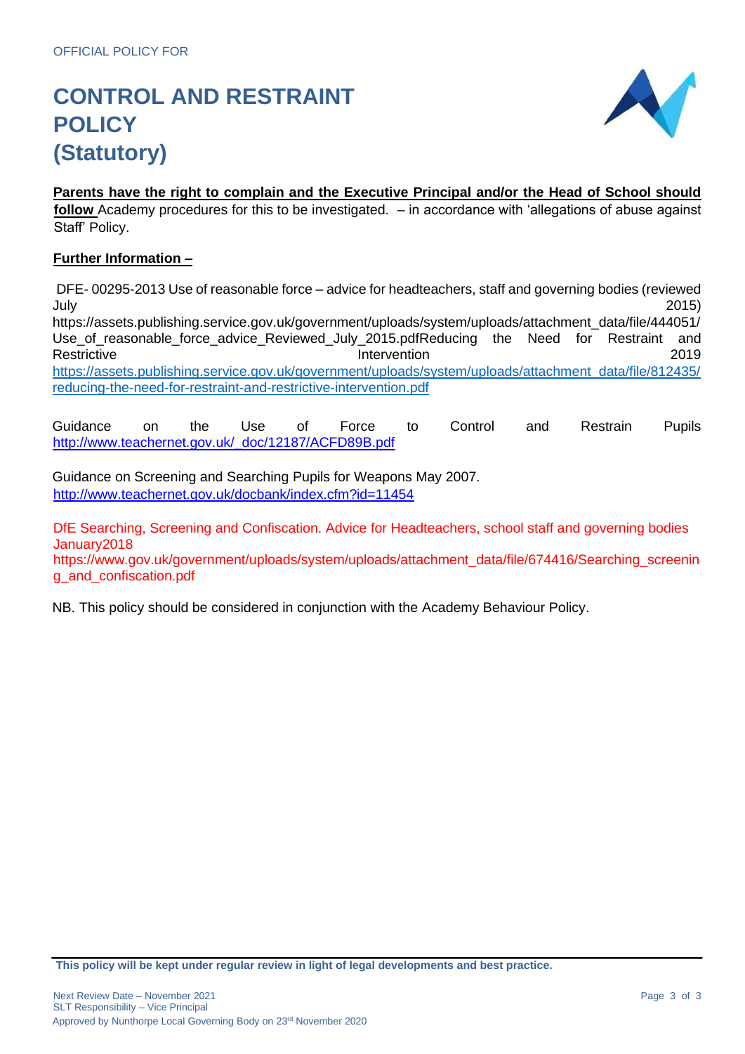OFFICIAL POLICY FOR

# CONTROL AND RESTRAINT POLICY (Statutory)

**Parents have the right to complain and the Executive Principal and/or the Head of School should follow** Academy procedures for this to be investigated. – in accordance with 'allegations of abuse against Staff' Policy.

**Further Information –**

DFE- 00295-2013 Use of reasonable force – advice for headteachers, staff and governing bodies (reviewed July 2015) https://assets.publishing.service.gov.uk/government/uploads/system/uploads/attachment_data/file/444051/Use_of_reasonable_force_advice_Reviewed_July_2015.pdfReducing the Need for Restraint and Restrictive Intervention 2019 https://assets.publishing.service.gov.uk/government/uploads/system/uploads/attachment_data/file/812435/reducing-the-need-for-restraint-and-restrictive-intervention.pdf

Guidance on the Use of Force to Control and Restrain Pupils http://www.teachernet.gov.uk/_doc/12187/ACFD89B.pdf

Guidance on Screening and Searching Pupils for Weapons May 2007. http://www.teachernet.gov.uk/docbank/index.cfm?id=11454

DfE Searching, Screening and Confiscation. Advice for Headteachers, school staff and governing bodies January2018 https://www.gov.uk/government/uploads/system/uploads/attachment_data/file/674416/Searching_screening_and_confiscation.pdf

NB. This policy should be considered in conjunction with the Academy Behaviour Policy.

**This policy will be kept under regular review in light of legal developments and best practice.**

Next Review Date – November 2021
SLT Responsibility – Vice Principal
Approved by Nunthorpe Local Governing Body on 23rd November 2020